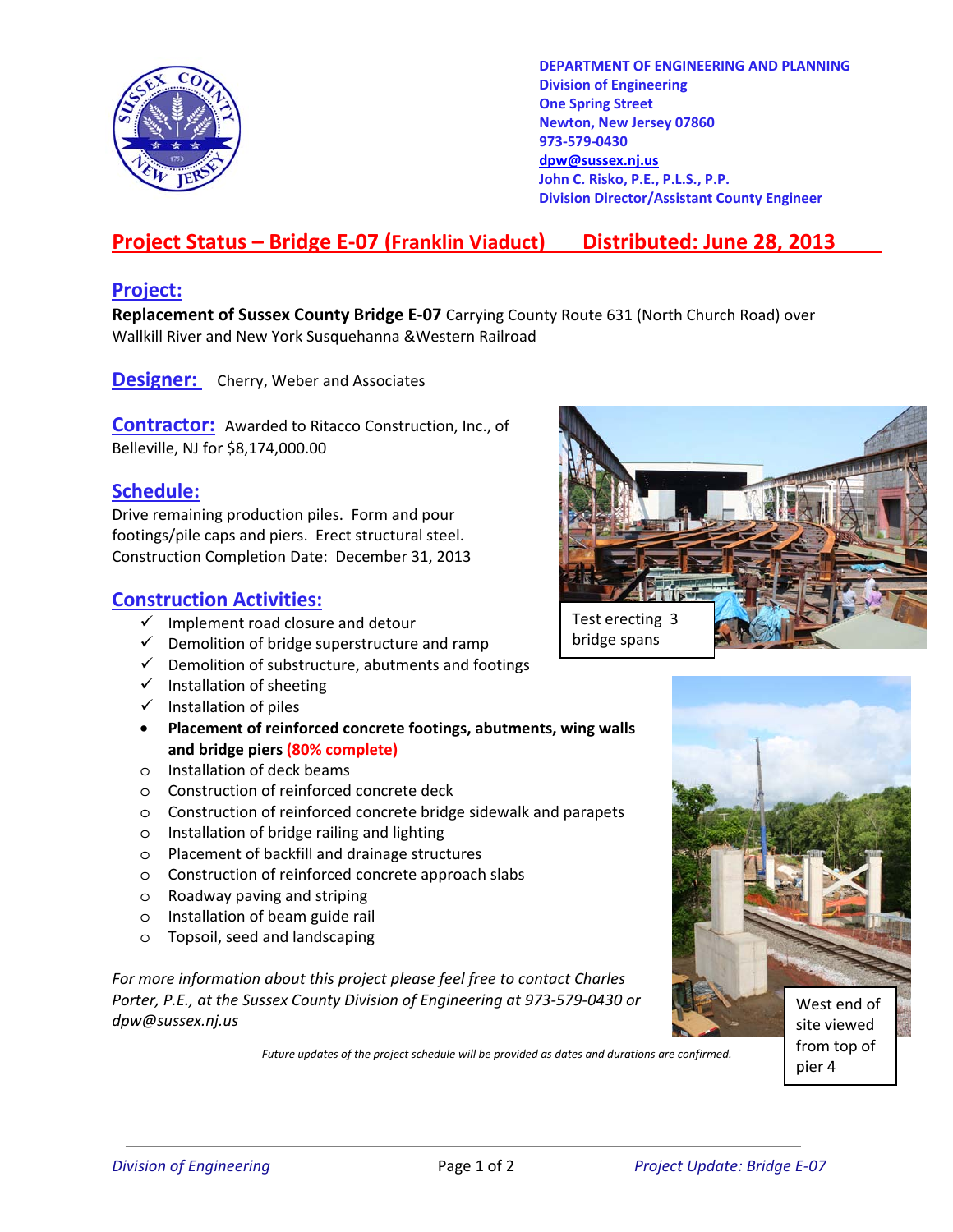**DEPARTMENT OF ENGINEERING AND PLANNING**
**Division of Engineering**
**One Spring Street**
**Newton, New Jersey 07860**
**973-579-0430**
**dpw@sussex.nj.us**
**John C. Risko, P.E., P.L.S., P.P.**
**Division Director/Assistant County Engineer**

# Project Status – Bridge E-07 (Franklin Viaduct) Distributed: June 28, 2013

## Project:

**Replacement of Sussex County Bridge E-07** Carrying County Route 631 (North Church Road) over Wallkill River and New York Susquehanna &Western Railroad

## Designer:

Cherry, Weber and Associates

## Contractor:

Awarded to Ritacco Construction, Inc., of Belleville, NJ for $8,174,000.00

## Schedule:

Drive remaining production piles. Form and pour footings/pile caps and piers. Erect structural steel.
Construction Completion Date: December 31, 2013

## Construction Activities:

- ✓ Implement road closure and detour
- ✓ Demolition of bridge superstructure and ramp
- ✓ Demolition of substructure, abutments and footings
- ✓ Installation of sheeting
- ✓ Installation of piles
- • **Placement of reinforced concrete footings, abutments, wing walls and bridge piers (80% complete)**
- o Installation of deck beams
- o Construction of reinforced concrete deck
- o Construction of reinforced concrete bridge sidewalk and parapets
- o Installation of bridge railing and lighting
- o Placement of backfill and drainage structures
- o Construction of reinforced concrete approach slabs
- o Roadway paving and striping
- o Installation of beam guide rail
- o Topsoil, seed and landscaping

Test erecting 3 bridge spans

West end of site viewed from top of pier 4

*For more information about this project please feel free to contact Charles Porter, P.E., at the Sussex County Division of Engineering at 973-579-0430 or dpw@sussex.nj.us*

*Future updates of the project schedule will be provided as dates and durations are confirmed.*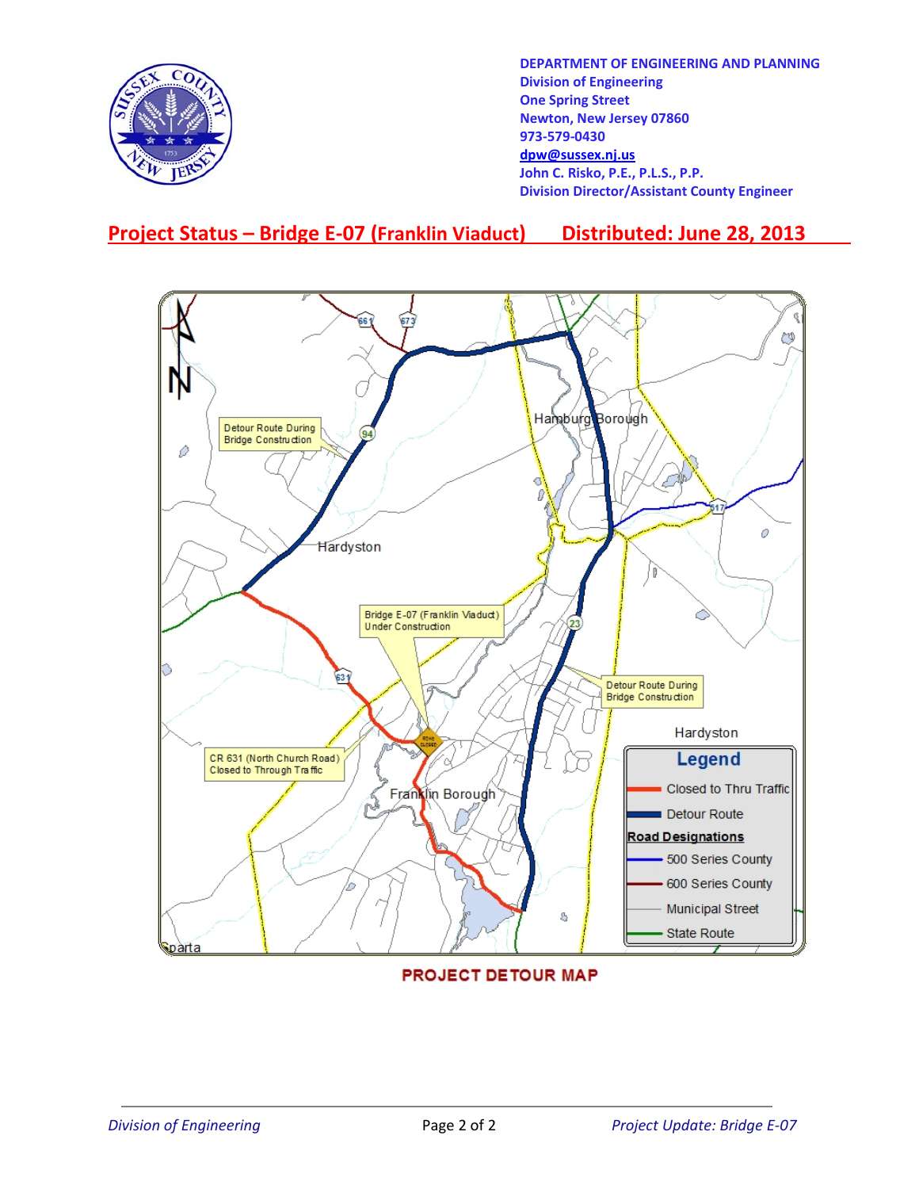DEPARTMENT OF ENGINEERING AND PLANNING
Division of Engineering
One Spring Street
Newton, New Jersey 07860
973-579-0430
dpw@sussex.nj.us
John C. Risko, P.E., P.L.S., P.P.
Division Director/Assistant County Engineer

## Project Status – Bridge E-07 (Franklin Viaduct) Distributed: June 28, 2013

Detour Route During Bridge Construction

Hamburg Borough

Hardyston

Bridge E-07 (Franklin Viaduct) Under Construction

Detour Route During Bridge Construction

Hardyston

CR 631 (North Church Road) Closed to Through Traffic

Franklin Borough

Sparta

Legend

Closed to Thru Traffic

Detour Route

Road Designations

500 Series County

600 Series County

Municipal Street

State Route

PROJECT DETOUR MAP